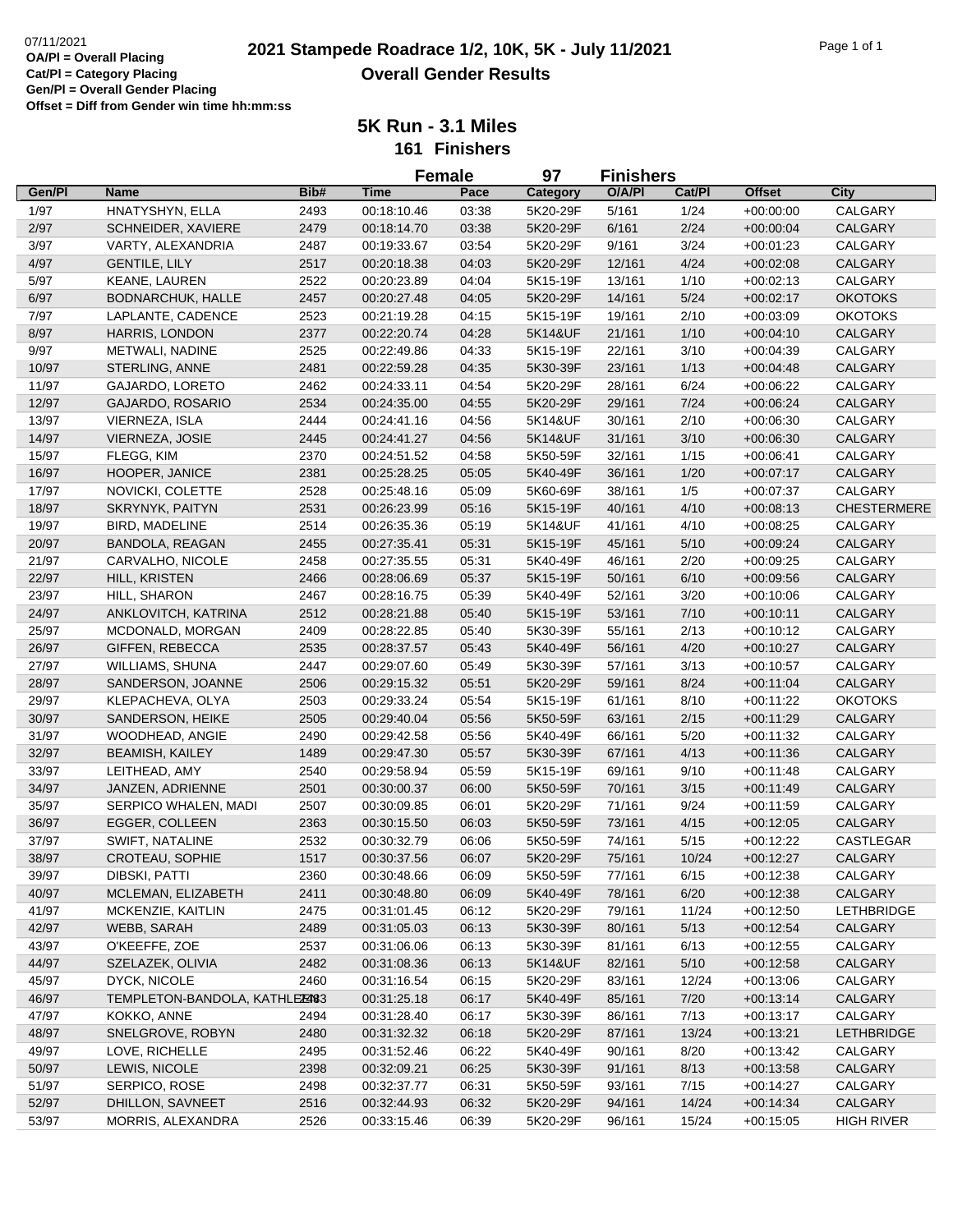07/11/2021
**OA/Pl = Overall Placing**
**Cat/Pl = Category Placing**
**Gen/Pl = Overall Gender Placing**
**Offset = Diff from Gender win time hh:mm:ss**

# 2021 Stampede Roadrace 1/2, 10K, 5K - July 11/2021

## Overall Gender Results

### 5K Run - 3.1 Miles

**161 Finishers**

**Female 97 Finishers**

| Gen/Pl | Name | Bib# | Time | Pace | Category | O/A/Pl | Cat/Pl | Offset | City |
|---|---|---|---|---|---|---|---|---|---|
| 1/97 | HNATYSHYN, ELLA | 2493 | 00:18:10.46 | 03:38 | 5K20-29F | 5/161 | 1/24 | +00:00:00 | CALGARY |
| 2/97 | SCHNEIDER, XAVIERE | 2479 | 00:18:14.70 | 03:38 | 5K20-29F | 6/161 | 2/24 | +00:00:04 | CALGARY |
| 3/97 | VARTY, ALEXANDRIA | 2487 | 00:19:33.67 | 03:54 | 5K20-29F | 9/161 | 3/24 | +00:01:23 | CALGARY |
| 4/97 | GENTILE, LILY | 2517 | 00:20:18.38 | 04:03 | 5K20-29F | 12/161 | 4/24 | +00:02:08 | CALGARY |
| 5/97 | KEANE, LAUREN | 2522 | 00:20:23.89 | 04:04 | 5K15-19F | 13/161 | 1/10 | +00:02:13 | CALGARY |
| 6/97 | BODNARCHUK, HALLE | 2457 | 00:20:27.48 | 04:05 | 5K20-29F | 14/161 | 5/24 | +00:02:17 | OKOTOKS |
| 7/97 | LAPLANTE, CADENCE | 2523 | 00:21:19.28 | 04:15 | 5K15-19F | 19/161 | 2/10 | +00:03:09 | OKOTOKS |
| 8/97 | HARRIS, LONDON | 2377 | 00:22:20.74 | 04:28 | 5K14&UF | 21/161 | 1/10 | +00:04:10 | CALGARY |
| 9/97 | METWALI, NADINE | 2525 | 00:22:49.86 | 04:33 | 5K15-19F | 22/161 | 3/10 | +00:04:39 | CALGARY |
| 10/97 | STERLING, ANNE | 2481 | 00:22:59.28 | 04:35 | 5K30-39F | 23/161 | 1/13 | +00:04:48 | CALGARY |
| 11/97 | GAJARDO, LORETO | 2462 | 00:24:33.11 | 04:54 | 5K20-29F | 28/161 | 6/24 | +00:06:22 | CALGARY |
| 12/97 | GAJARDO, ROSARIO | 2534 | 00:24:35.00 | 04:55 | 5K20-29F | 29/161 | 7/24 | +00:06:24 | CALGARY |
| 13/97 | VIERNEZA, ISLA | 2444 | 00:24:41.16 | 04:56 | 5K14&UF | 30/161 | 2/10 | +00:06:30 | CALGARY |
| 14/97 | VIERNEZA, JOSIE | 2445 | 00:24:41.27 | 04:56 | 5K14&UF | 31/161 | 3/10 | +00:06:30 | CALGARY |
| 15/97 | FLEGG, KIM | 2370 | 00:24:51.52 | 04:58 | 5K50-59F | 32/161 | 1/15 | +00:06:41 | CALGARY |
| 16/97 | HOOPER, JANICE | 2381 | 00:25:28.25 | 05:05 | 5K40-49F | 36/161 | 1/20 | +00:07:17 | CALGARY |
| 17/97 | NOVICKI, COLETTE | 2528 | 00:25:48.16 | 05:09 | 5K60-69F | 38/161 | 1/5 | +00:07:37 | CALGARY |
| 18/97 | SKRYNYK, PAITYN | 2531 | 00:26:23.99 | 05:16 | 5K15-19F | 40/161 | 4/10 | +00:08:13 | CHESTERMERE |
| 19/97 | BIRD, MADELINE | 2514 | 00:26:35.36 | 05:19 | 5K14&UF | 41/161 | 4/10 | +00:08:25 | CALGARY |
| 20/97 | BANDOLA, REAGAN | 2455 | 00:27:35.41 | 05:31 | 5K15-19F | 45/161 | 5/10 | +00:09:24 | CALGARY |
| 21/97 | CARVALHO, NICOLE | 2458 | 00:27:35.55 | 05:31 | 5K40-49F | 46/161 | 2/20 | +00:09:25 | CALGARY |
| 22/97 | HILL, KRISTEN | 2466 | 00:28:06.69 | 05:37 | 5K15-19F | 50/161 | 6/10 | +00:09:56 | CALGARY |
| 23/97 | HILL, SHARON | 2467 | 00:28:16.75 | 05:39 | 5K40-49F | 52/161 | 3/20 | +00:10:06 | CALGARY |
| 24/97 | ANKLOVITCH, KATRINA | 2512 | 00:28:21.88 | 05:40 | 5K15-19F | 53/161 | 7/10 | +00:10:11 | CALGARY |
| 25/97 | MCDONALD, MORGAN | 2409 | 00:28:22.85 | 05:40 | 5K30-39F | 55/161 | 2/13 | +00:10:12 | CALGARY |
| 26/97 | GIFFEN, REBECCA | 2535 | 00:28:37.57 | 05:43 | 5K40-49F | 56/161 | 4/20 | +00:10:27 | CALGARY |
| 27/97 | WILLIAMS, SHUNA | 2447 | 00:29:07.60 | 05:49 | 5K30-39F | 57/161 | 3/13 | +00:10:57 | CALGARY |
| 28/97 | SANDERSON, JOANNE | 2506 | 00:29:15.32 | 05:51 | 5K20-29F | 59/161 | 8/24 | +00:11:04 | CALGARY |
| 29/97 | KLEPACHEVA, OLYA | 2503 | 00:29:33.24 | 05:54 | 5K15-19F | 61/161 | 8/10 | +00:11:22 | OKOTOKS |
| 30/97 | SANDERSON, HEIKE | 2505 | 00:29:40.04 | 05:56 | 5K50-59F | 63/161 | 2/15 | +00:11:29 | CALGARY |
| 31/97 | WOODHEAD, ANGIE | 2490 | 00:29:42.58 | 05:56 | 5K40-49F | 66/161 | 5/20 | +00:11:32 | CALGARY |
| 32/97 | BEAMISH, KAILEY | 1489 | 00:29:47.30 | 05:57 | 5K30-39F | 67/161 | 4/13 | +00:11:36 | CALGARY |
| 33/97 | LEITHEAD, AMY | 2540 | 00:29:58.94 | 05:59 | 5K15-19F | 69/161 | 9/10 | +00:11:48 | CALGARY |
| 34/97 | JANZEN, ADRIENNE | 2501 | 00:30:00.37 | 06:00 | 5K50-59F | 70/161 | 3/15 | +00:11:49 | CALGARY |
| 35/97 | SERPICO WHALEN, MADI | 2507 | 00:30:09.85 | 06:01 | 5K20-29F | 71/161 | 9/24 | +00:11:59 | CALGARY |
| 36/97 | EGGER, COLLEEN | 2363 | 00:30:15.50 | 06:03 | 5K50-59F | 73/161 | 4/15 | +00:12:05 | CALGARY |
| 37/97 | SWIFT, NATALINE | 2532 | 00:30:32.79 | 06:06 | 5K50-59F | 74/161 | 5/15 | +00:12:22 | CASTLEGAR |
| 38/97 | CROTEAU, SOPHIE | 1517 | 00:30:37.56 | 06:07 | 5K20-29F | 75/161 | 10/24 | +00:12:27 | CALGARY |
| 39/97 | DIBSKI, PATTI | 2360 | 00:30:48.66 | 06:09 | 5K50-59F | 77/161 | 6/15 | +00:12:38 | CALGARY |
| 40/97 | MCLEMAN, ELIZABETH | 2411 | 00:30:48.80 | 06:09 | 5K40-49F | 78/161 | 6/20 | +00:12:38 | CALGARY |
| 41/97 | MCKENZIE, KAITLIN | 2475 | 00:31:01.45 | 06:12 | 5K20-29F | 79/161 | 11/24 | +00:12:50 | LETHBRIDGE |
| 42/97 | WEBB, SARAH | 2489 | 00:31:05.03 | 06:13 | 5K30-39F | 80/161 | 5/13 | +00:12:54 | CALGARY |
| 43/97 | O'KEEFFE, ZOE | 2537 | 00:31:06.06 | 06:13 | 5K30-39F | 81/161 | 6/13 | +00:12:55 | CALGARY |
| 44/97 | SZELAZEK, OLIVIA | 2482 | 00:31:08.36 | 06:13 | 5K14&UF | 82/161 | 5/10 | +00:12:58 | CALGARY |
| 45/97 | DYCK, NICOLE | 2460 | 00:31:16.54 | 06:15 | 5K20-29F | 83/161 | 12/24 | +00:13:06 | CALGARY |
| 46/97 | TEMPLETON-BANDOLA, KATHLEEN | 2483 | 00:31:25.18 | 06:17 | 5K40-49F | 85/161 | 7/20 | +00:13:14 | CALGARY |
| 47/97 | KOKKO, ANNE | 2494 | 00:31:28.40 | 06:17 | 5K30-39F | 86/161 | 7/13 | +00:13:17 | CALGARY |
| 48/97 | SNELGROVE, ROBYN | 2480 | 00:31:32.32 | 06:18 | 5K20-29F | 87/161 | 13/24 | +00:13:21 | LETHBRIDGE |
| 49/97 | LOVE, RICHELLE | 2495 | 00:31:52.46 | 06:22 | 5K40-49F | 90/161 | 8/20 | +00:13:42 | CALGARY |
| 50/97 | LEWIS, NICOLE | 2398 | 00:32:09.21 | 06:25 | 5K30-39F | 91/161 | 8/13 | +00:13:58 | CALGARY |
| 51/97 | SERPICO, ROSE | 2498 | 00:32:37.77 | 06:31 | 5K50-59F | 93/161 | 7/15 | +00:14:27 | CALGARY |
| 52/97 | DHILLON, SAVNEET | 2516 | 00:32:44.93 | 06:32 | 5K20-29F | 94/161 | 14/24 | +00:14:34 | CALGARY |
| 53/97 | MORRIS, ALEXANDRA | 2526 | 00:33:15.46 | 06:39 | 5K20-29F | 96/161 | 15/24 | +00:15:05 | HIGH RIVER |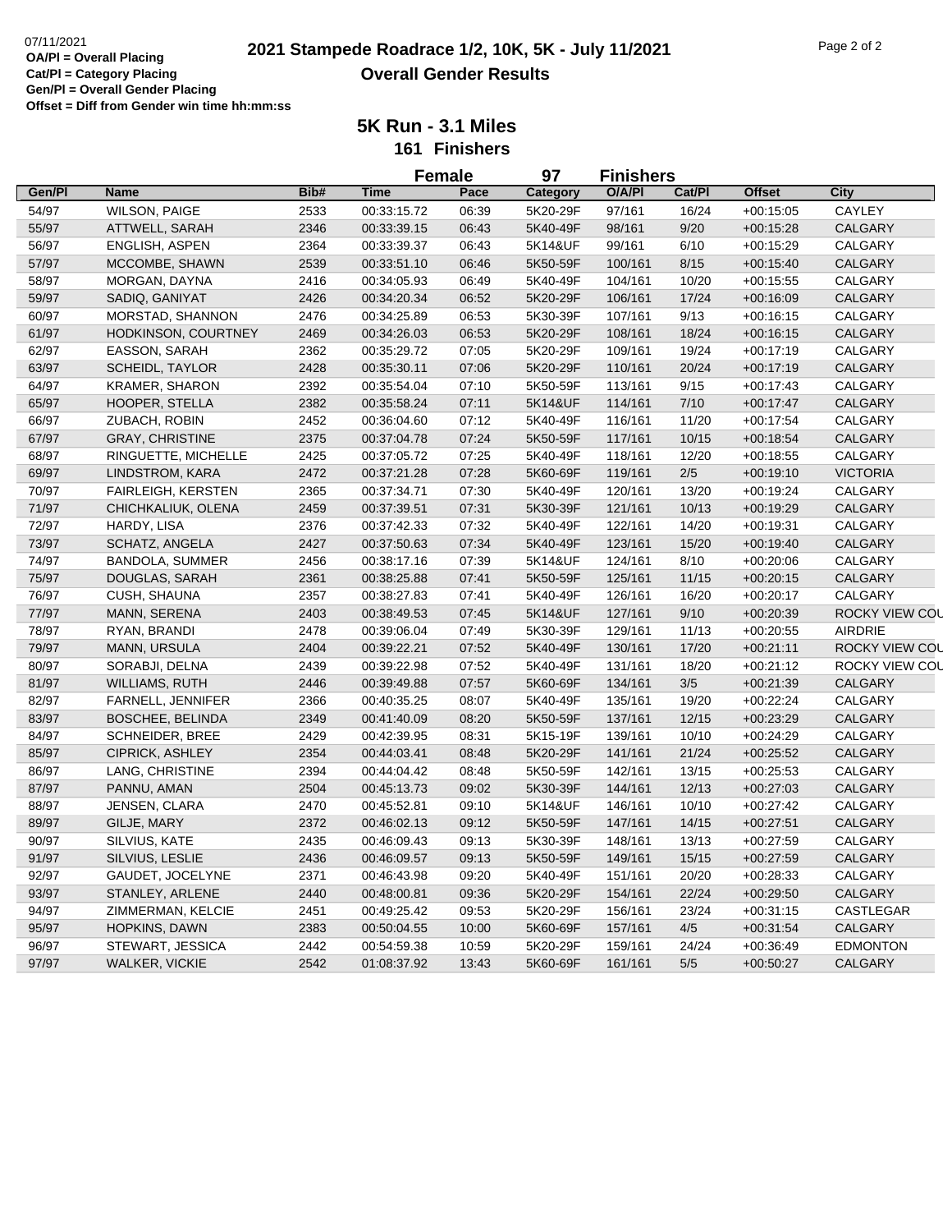OA/Pl = Overall Placing
Cat/Pl = Category Placing
Gen/Pl = Overall Gender Placing
Offset = Diff from Gender win time hh:mm:ss

# 2021 Stampede Roadrace 1/2, 10K, 5K - July 11/2021

## Overall Gender Results

### 5K Run - 3.1 Miles

**161 Finishers**

**Female 97 Finishers**

| Gen/Pl | Name | Bib# | Time | Pace | Category | O/A/Pl | Cat/Pl | Offset | City |
|---|---|---|---|---|---|---|---|---|---|
| 54/97 | WILSON, PAIGE | 2533 | 00:33:15.72 | 06:39 | 5K20-29F | 97/161 | 16/24 | +00:15:05 | CAYLEY |
| 55/97 | ATTWELL, SARAH | 2346 | 00:33:39.15 | 06:43 | 5K40-49F | 98/161 | 9/20 | +00:15:28 | CALGARY |
| 56/97 | ENGLISH, ASPEN | 2364 | 00:33:39.37 | 06:43 | 5K14&UF | 99/161 | 6/10 | +00:15:29 | CALGARY |
| 57/97 | MCCOMBE, SHAWN | 2539 | 00:33:51.10 | 06:46 | 5K50-59F | 100/161 | 8/15 | +00:15:40 | CALGARY |
| 58/97 | MORGAN, DAYNA | 2416 | 00:34:05.93 | 06:49 | 5K40-49F | 104/161 | 10/20 | +00:15:55 | CALGARY |
| 59/97 | SADIQ, GANIYAT | 2426 | 00:34:20.34 | 06:52 | 5K20-29F | 106/161 | 17/24 | +00:16:09 | CALGARY |
| 60/97 | MORSTAD, SHANNON | 2476 | 00:34:25.89 | 06:53 | 5K30-39F | 107/161 | 9/13 | +00:16:15 | CALGARY |
| 61/97 | HODKINSON, COURTNEY | 2469 | 00:34:26.03 | 06:53 | 5K20-29F | 108/161 | 18/24 | +00:16:15 | CALGARY |
| 62/97 | EASSON, SARAH | 2362 | 00:35:29.72 | 07:05 | 5K20-29F | 109/161 | 19/24 | +00:17:19 | CALGARY |
| 63/97 | SCHEIDL, TAYLOR | 2428 | 00:35:30.11 | 07:06 | 5K20-29F | 110/161 | 20/24 | +00:17:19 | CALGARY |
| 64/97 | KRAMER, SHARON | 2392 | 00:35:54.04 | 07:10 | 5K50-59F | 113/161 | 9/15 | +00:17:43 | CALGARY |
| 65/97 | HOOPER, STELLA | 2382 | 00:35:58.24 | 07:11 | 5K14&UF | 114/161 | 7/10 | +00:17:47 | CALGARY |
| 66/97 | ZUBACH, ROBIN | 2452 | 00:36:04.60 | 07:12 | 5K40-49F | 116/161 | 11/20 | +00:17:54 | CALGARY |
| 67/97 | GRAY, CHRISTINE | 2375 | 00:37:04.78 | 07:24 | 5K50-59F | 117/161 | 10/15 | +00:18:54 | CALGARY |
| 68/97 | RINGUETTE, MICHELLE | 2425 | 00:37:05.72 | 07:25 | 5K40-49F | 118/161 | 12/20 | +00:18:55 | CALGARY |
| 69/97 | LINDSTROM, KARA | 2472 | 00:37:21.28 | 07:28 | 5K60-69F | 119/161 | 2/5 | +00:19:10 | VICTORIA |
| 70/97 | FAIRLEIGH, KERSTEN | 2365 | 00:37:34.71 | 07:30 | 5K40-49F | 120/161 | 13/20 | +00:19:24 | CALGARY |
| 71/97 | CHICHKALIUK, OLENA | 2459 | 00:37:39.51 | 07:31 | 5K30-39F | 121/161 | 10/13 | +00:19:29 | CALGARY |
| 72/97 | HARDY, LISA | 2376 | 00:37:42.33 | 07:32 | 5K40-49F | 122/161 | 14/20 | +00:19:31 | CALGARY |
| 73/97 | SCHATZ, ANGELA | 2427 | 00:37:50.63 | 07:34 | 5K40-49F | 123/161 | 15/20 | +00:19:40 | CALGARY |
| 74/97 | BANDOLA, SUMMER | 2456 | 00:38:17.16 | 07:39 | 5K14&UF | 124/161 | 8/10 | +00:20:06 | CALGARY |
| 75/97 | DOUGLAS, SARAH | 2361 | 00:38:25.88 | 07:41 | 5K50-59F | 125/161 | 11/15 | +00:20:15 | CALGARY |
| 76/97 | CUSH, SHAUNA | 2357 | 00:38:27.83 | 07:41 | 5K40-49F | 126/161 | 16/20 | +00:20:17 | CALGARY |
| 77/97 | MANN, SERENA | 2403 | 00:38:49.53 | 07:45 | 5K14&UF | 127/161 | 9/10 | +00:20:39 | ROCKY VIEW COU |
| 78/97 | RYAN, BRANDI | 2478 | 00:39:06.04 | 07:49 | 5K30-39F | 129/161 | 11/13 | +00:20:55 | AIRDRIE |
| 79/97 | MANN, URSULA | 2404 | 00:39:22.21 | 07:52 | 5K40-49F | 130/161 | 17/20 | +00:21:11 | ROCKY VIEW COU |
| 80/97 | SORABJI, DELNA | 2439 | 00:39:22.98 | 07:52 | 5K40-49F | 131/161 | 18/20 | +00:21:12 | ROCKY VIEW COU |
| 81/97 | WILLIAMS, RUTH | 2446 | 00:39:49.88 | 07:57 | 5K60-69F | 134/161 | 3/5 | +00:21:39 | CALGARY |
| 82/97 | FARNELL, JENNIFER | 2366 | 00:40:35.25 | 08:07 | 5K40-49F | 135/161 | 19/20 | +00:22:24 | CALGARY |
| 83/97 | BOSCHEE, BELINDA | 2349 | 00:41:40.09 | 08:20 | 5K50-59F | 137/161 | 12/15 | +00:23:29 | CALGARY |
| 84/97 | SCHNEIDER, BREE | 2429 | 00:42:39.95 | 08:31 | 5K15-19F | 139/161 | 10/10 | +00:24:29 | CALGARY |
| 85/97 | CIPRICK, ASHLEY | 2354 | 00:44:03.41 | 08:48 | 5K20-29F | 141/161 | 21/24 | +00:25:52 | CALGARY |
| 86/97 | LANG, CHRISTINE | 2394 | 00:44:04.42 | 08:48 | 5K50-59F | 142/161 | 13/15 | +00:25:53 | CALGARY |
| 87/97 | PANNU, AMAN | 2504 | 00:45:13.73 | 09:02 | 5K30-39F | 144/161 | 12/13 | +00:27:03 | CALGARY |
| 88/97 | JENSEN, CLARA | 2470 | 00:45:52.81 | 09:10 | 5K14&UF | 146/161 | 10/10 | +00:27:42 | CALGARY |
| 89/97 | GILJE, MARY | 2372 | 00:46:02.13 | 09:12 | 5K50-59F | 147/161 | 14/15 | +00:27:51 | CALGARY |
| 90/97 | SILVIUS, KATE | 2435 | 00:46:09.43 | 09:13 | 5K30-39F | 148/161 | 13/13 | +00:27:59 | CALGARY |
| 91/97 | SILVIUS, LESLIE | 2436 | 00:46:09.57 | 09:13 | 5K50-59F | 149/161 | 15/15 | +00:27:59 | CALGARY |
| 92/97 | GAUDET, JOCELYNE | 2371 | 00:46:43.98 | 09:20 | 5K40-49F | 151/161 | 20/20 | +00:28:33 | CALGARY |
| 93/97 | STANLEY, ARLENE | 2440 | 00:48:00.81 | 09:36 | 5K20-29F | 154/161 | 22/24 | +00:29:50 | CALGARY |
| 94/97 | ZIMMERMAN, KELCIE | 2451 | 00:49:25.42 | 09:53 | 5K20-29F | 156/161 | 23/24 | +00:31:15 | CASTLEGAR |
| 95/97 | HOPKINS, DAWN | 2383 | 00:50:04.55 | 10:00 | 5K60-69F | 157/161 | 4/5 | +00:31:54 | CALGARY |
| 96/97 | STEWART, JESSICA | 2442 | 00:54:59.38 | 10:59 | 5K20-29F | 159/161 | 24/24 | +00:36:49 | EDMONTON |
| 97/97 | WALKER, VICKIE | 2542 | 01:08:37.92 | 13:43 | 5K60-69F | 161/161 | 5/5 | +00:50:27 | CALGARY |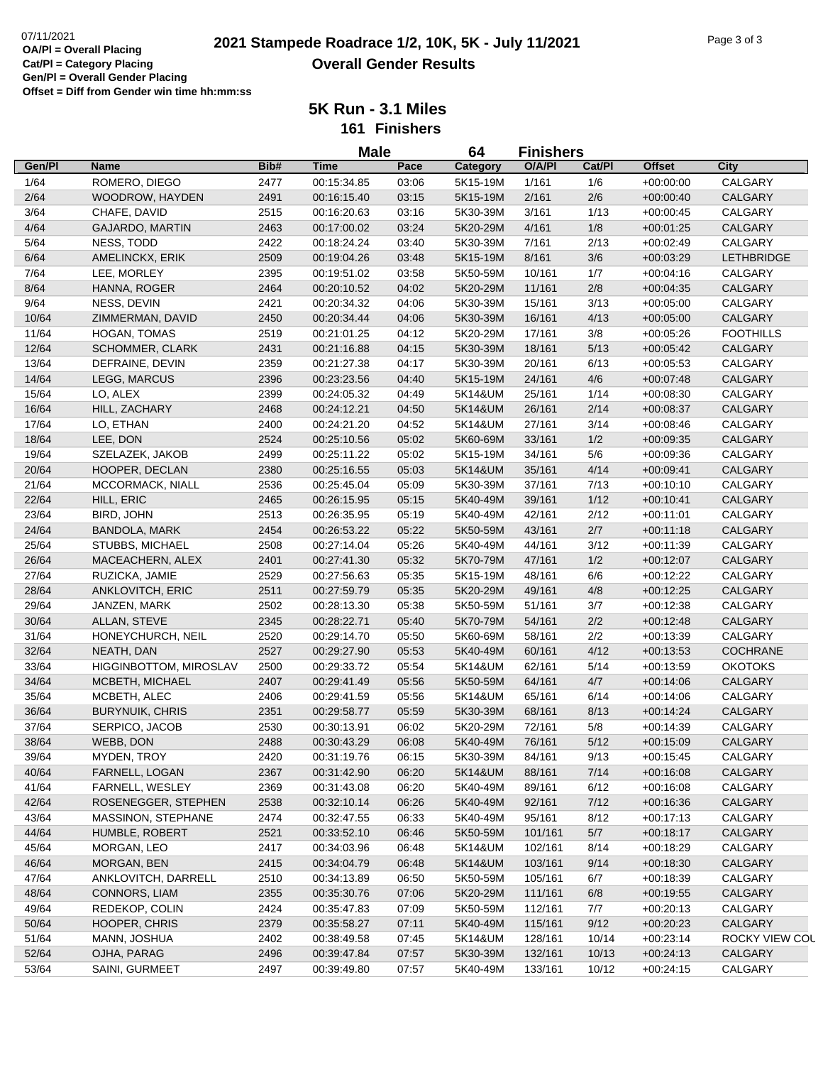07/11/2021
**OA/Pl = Overall Placing**
**Cat/Pl = Category Placing**
**Gen/Pl = Overall Gender Placing**
**Offset = Diff from Gender win time hh:mm:ss**

# 2021 Stampede Roadrace 1/2, 10K, 5K - July 11/2021

## Overall Gender Results

### 5K Run - 3.1 Miles

**161 Finishers**

**Male 64 Finishers**

| Gen/Pl | Name | Bib# | Time | Pace | Category | O/A/Pl | Cat/Pl | Offset | City |
|---|---|---|---|---|---|---|---|---|---|
| 1/64 | ROMERO, DIEGO | 2477 | 00:15:34.85 | 03:06 | 5K15-19M | 1/161 | 1/6 | +00:00:00 | CALGARY |
| 2/64 | WOODROW, HAYDEN | 2491 | 00:16:15.40 | 03:15 | 5K15-19M | 2/161 | 2/6 | +00:00:40 | CALGARY |
| 3/64 | CHAFE, DAVID | 2515 | 00:16:20.63 | 03:16 | 5K30-39M | 3/161 | 1/13 | +00:00:45 | CALGARY |
| 4/64 | GAJARDO, MARTIN | 2463 | 00:17:00.02 | 03:24 | 5K20-29M | 4/161 | 1/8 | +00:01:25 | CALGARY |
| 5/64 | NESS, TODD | 2422 | 00:18:24.24 | 03:40 | 5K30-39M | 7/161 | 2/13 | +00:02:49 | CALGARY |
| 6/64 | AMELINCKX, ERIK | 2509 | 00:19:04.26 | 03:48 | 5K15-19M | 8/161 | 3/6 | +00:03:29 | LETHBRIDGE |
| 7/64 | LEE, MORLEY | 2395 | 00:19:51.02 | 03:58 | 5K50-59M | 10/161 | 1/7 | +00:04:16 | CALGARY |
| 8/64 | HANNA, ROGER | 2464 | 00:20:10.52 | 04:02 | 5K20-29M | 11/161 | 2/8 | +00:04:35 | CALGARY |
| 9/64 | NESS, DEVIN | 2421 | 00:20:34.32 | 04:06 | 5K30-39M | 15/161 | 3/13 | +00:05:00 | CALGARY |
| 10/64 | ZIMMERMAN, DAVID | 2450 | 00:20:34.44 | 04:06 | 5K30-39M | 16/161 | 4/13 | +00:05:00 | CALGARY |
| 11/64 | HOGAN, TOMAS | 2519 | 00:21:01.25 | 04:12 | 5K20-29M | 17/161 | 3/8 | +00:05:26 | FOOTHILLS |
| 12/64 | SCHOMMER, CLARK | 2431 | 00:21:16.88 | 04:15 | 5K30-39M | 18/161 | 5/13 | +00:05:42 | CALGARY |
| 13/64 | DEFRAINE, DEVIN | 2359 | 00:21:27.38 | 04:17 | 5K30-39M | 20/161 | 6/13 | +00:05:53 | CALGARY |
| 14/64 | LEGG, MARCUS | 2396 | 00:23:23.56 | 04:40 | 5K15-19M | 24/161 | 4/6 | +00:07:48 | CALGARY |
| 15/64 | LO, ALEX | 2399 | 00:24:05.32 | 04:49 | 5K14&UM | 25/161 | 1/14 | +00:08:30 | CALGARY |
| 16/64 | HILL, ZACHARY | 2468 | 00:24:12.21 | 04:50 | 5K14&UM | 26/161 | 2/14 | +00:08:37 | CALGARY |
| 17/64 | LO, ETHAN | 2400 | 00:24:21.20 | 04:52 | 5K14&UM | 27/161 | 3/14 | +00:08:46 | CALGARY |
| 18/64 | LEE, DON | 2524 | 00:25:10.56 | 05:02 | 5K60-69M | 33/161 | 1/2 | +00:09:35 | CALGARY |
| 19/64 | SZELAZEK, JAKOB | 2499 | 00:25:11.22 | 05:02 | 5K15-19M | 34/161 | 5/6 | +00:09:36 | CALGARY |
| 20/64 | HOOPER, DECLAN | 2380 | 00:25:16.55 | 05:03 | 5K14&UM | 35/161 | 4/14 | +00:09:41 | CALGARY |
| 21/64 | MCCORMACK, NIALL | 2536 | 00:25:45.04 | 05:09 | 5K30-39M | 37/161 | 7/13 | +00:10:10 | CALGARY |
| 22/64 | HILL, ERIC | 2465 | 00:26:15.95 | 05:15 | 5K40-49M | 39/161 | 1/12 | +00:10:41 | CALGARY |
| 23/64 | BIRD, JOHN | 2513 | 00:26:35.95 | 05:19 | 5K40-49M | 42/161 | 2/12 | +00:11:01 | CALGARY |
| 24/64 | BANDOLA, MARK | 2454 | 00:26:53.22 | 05:22 | 5K50-59M | 43/161 | 2/7 | +00:11:18 | CALGARY |
| 25/64 | STUBBS, MICHAEL | 2508 | 00:27:14.04 | 05:26 | 5K40-49M | 44/161 | 3/12 | +00:11:39 | CALGARY |
| 26/64 | MACEACHERN, ALEX | 2401 | 00:27:41.30 | 05:32 | 5K70-79M | 47/161 | 1/2 | +00:12:07 | CALGARY |
| 27/64 | RUZICKA, JAMIE | 2529 | 00:27:56.63 | 05:35 | 5K15-19M | 48/161 | 6/6 | +00:12:22 | CALGARY |
| 28/64 | ANKLOVITCH, ERIC | 2511 | 00:27:59.79 | 05:35 | 5K20-29M | 49/161 | 4/8 | +00:12:25 | CALGARY |
| 29/64 | JANZEN, MARK | 2502 | 00:28:13.30 | 05:38 | 5K50-59M | 51/161 | 3/7 | +00:12:38 | CALGARY |
| 30/64 | ALLAN, STEVE | 2345 | 00:28:22.71 | 05:40 | 5K70-79M | 54/161 | 2/2 | +00:12:48 | CALGARY |
| 31/64 | HONEYCHURCH, NEIL | 2520 | 00:29:14.70 | 05:50 | 5K60-69M | 58/161 | 2/2 | +00:13:39 | CALGARY |
| 32/64 | NEATH, DAN | 2527 | 00:29:27.90 | 05:53 | 5K40-49M | 60/161 | 4/12 | +00:13:53 | COCHRANE |
| 33/64 | HIGGINBOTTOM, MIROSLAV | 2500 | 00:29:33.72 | 05:54 | 5K14&UM | 62/161 | 5/14 | +00:13:59 | OKOTOKS |
| 34/64 | MCBETH, MICHAEL | 2407 | 00:29:41.49 | 05:56 | 5K50-59M | 64/161 | 4/7 | +00:14:06 | CALGARY |
| 35/64 | MCBETH, ALEC | 2406 | 00:29:41.59 | 05:56 | 5K14&UM | 65/161 | 6/14 | +00:14:06 | CALGARY |
| 36/64 | BURYNUIK, CHRIS | 2351 | 00:29:58.77 | 05:59 | 5K30-39M | 68/161 | 8/13 | +00:14:24 | CALGARY |
| 37/64 | SERPICO, JACOB | 2530 | 00:30:13.91 | 06:02 | 5K20-29M | 72/161 | 5/8 | +00:14:39 | CALGARY |
| 38/64 | WEBB, DON | 2488 | 00:30:43.29 | 06:08 | 5K40-49M | 76/161 | 5/12 | +00:15:09 | CALGARY |
| 39/64 | MYDEN, TROY | 2420 | 00:31:19.76 | 06:15 | 5K30-39M | 84/161 | 9/13 | +00:15:45 | CALGARY |
| 40/64 | FARNELL, LOGAN | 2367 | 00:31:42.90 | 06:20 | 5K14&UM | 88/161 | 7/14 | +00:16:08 | CALGARY |
| 41/64 | FARNELL, WESLEY | 2369 | 00:31:43.08 | 06:20 | 5K40-49M | 89/161 | 6/12 | +00:16:08 | CALGARY |
| 42/64 | ROSENEGGER, STEPHEN | 2538 | 00:32:10.14 | 06:26 | 5K40-49M | 92/161 | 7/12 | +00:16:36 | CALGARY |
| 43/64 | MASSINON, STEPHANE | 2474 | 00:32:47.55 | 06:33 | 5K40-49M | 95/161 | 8/12 | +00:17:13 | CALGARY |
| 44/64 | HUMBLE, ROBERT | 2521 | 00:33:52.10 | 06:46 | 5K50-59M | 101/161 | 5/7 | +00:18:17 | CALGARY |
| 45/64 | MORGAN, LEO | 2417 | 00:34:03.96 | 06:48 | 5K14&UM | 102/161 | 8/14 | +00:18:29 | CALGARY |
| 46/64 | MORGAN, BEN | 2415 | 00:34:04.79 | 06:48 | 5K14&UM | 103/161 | 9/14 | +00:18:30 | CALGARY |
| 47/64 | ANKLOVITCH, DARRELL | 2510 | 00:34:13.89 | 06:50 | 5K50-59M | 105/161 | 6/7 | +00:18:39 | CALGARY |
| 48/64 | CONNORS, LIAM | 2355 | 00:35:30.76 | 07:06 | 5K20-29M | 111/161 | 6/8 | +00:19:55 | CALGARY |
| 49/64 | REDEKOP, COLIN | 2424 | 00:35:47.83 | 07:09 | 5K50-59M | 112/161 | 7/7 | +00:20:13 | CALGARY |
| 50/64 | HOOPER, CHRIS | 2379 | 00:35:58.27 | 07:11 | 5K40-49M | 115/161 | 9/12 | +00:20:23 | CALGARY |
| 51/64 | MANN, JOSHUA | 2402 | 00:38:49.58 | 07:45 | 5K14&UM | 128/161 | 10/14 | +00:23:14 | ROCKY VIEW COU |
| 52/64 | OJHA, PARAG | 2496 | 00:39:47.84 | 07:57 | 5K30-39M | 132/161 | 10/13 | +00:24:13 | CALGARY |
| 53/64 | SAINI, GURMEET | 2497 | 00:39:49.80 | 07:57 | 5K40-49M | 133/161 | 10/12 | +00:24:15 | CALGARY |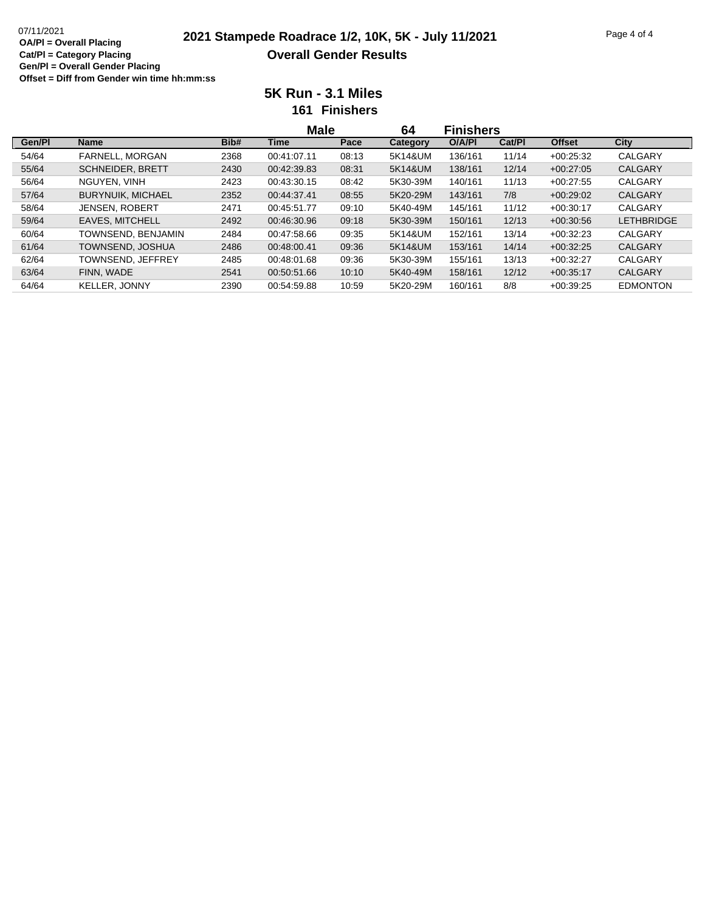07/11/2021
**OA/Pl = Overall Placing**
**Cat/Pl = Category Placing**
**Gen/Pl = Overall Gender Placing**
**Offset = Diff from Gender win time hh:mm:ss**

# 2021 Stampede Roadrace 1/2, 10K, 5K - July 11/2021

## Overall Gender Results

### 5K Run - 3.1 Miles

**161 Finishers**

**Male 64 Finishers**

| Gen/Pl | Name | Bib# | Time | Pace | Category | O/A/Pl | Cat/Pl | Offset | City |
|---|---|---|---|---|---|---|---|---|---|
| 54/64 | FARNELL, MORGAN | 2368 | 00:41:07.11 | 08:13 | 5K14&UM | 136/161 | 11/14 | +00:25:32 | CALGARY |
| 55/64 | SCHNEIDER, BRETT | 2430 | 00:42:39.83 | 08:31 | 5K14&UM | 138/161 | 12/14 | +00:27:05 | CALGARY |
| 56/64 | NGUYEN, VINH | 2423 | 00:43:30.15 | 08:42 | 5K30-39M | 140/161 | 11/13 | +00:27:55 | CALGARY |
| 57/64 | BURYNUIK, MICHAEL | 2352 | 00:44:37.41 | 08:55 | 5K20-29M | 143/161 | 7/8 | +00:29:02 | CALGARY |
| 58/64 | JENSEN, ROBERT | 2471 | 00:45:51.77 | 09:10 | 5K40-49M | 145/161 | 11/12 | +00:30:17 | CALGARY |
| 59/64 | EAVES, MITCHELL | 2492 | 00:46:30.96 | 09:18 | 5K30-39M | 150/161 | 12/13 | +00:30:56 | LETHBRIDGE |
| 60/64 | TOWNSEND, BENJAMIN | 2484 | 00:47:58.66 | 09:35 | 5K14&UM | 152/161 | 13/14 | +00:32:23 | CALGARY |
| 61/64 | TOWNSEND, JOSHUA | 2486 | 00:48:00.41 | 09:36 | 5K14&UM | 153/161 | 14/14 | +00:32:25 | CALGARY |
| 62/64 | TOWNSEND, JEFFREY | 2485 | 00:48:01.68 | 09:36 | 5K30-39M | 155/161 | 13/13 | +00:32:27 | CALGARY |
| 63/64 | FINN, WADE | 2541 | 00:50:51.66 | 10:10 | 5K40-49M | 158/161 | 12/12 | +00:35:17 | CALGARY |
| 64/64 | KELLER, JONNY | 2390 | 00:54:59.88 | 10:59 | 5K20-29M | 160/161 | 8/8 | +00:39:25 | EDMONTON |